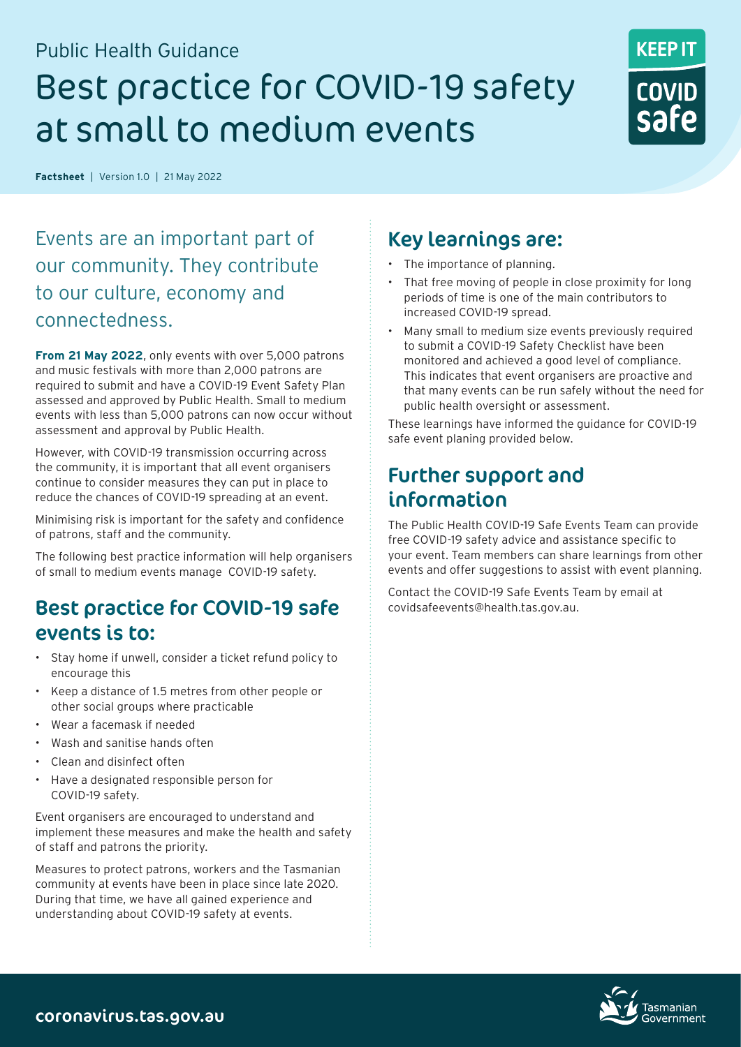Public Health Guidance

# Best practice for COVID-19 safety at small to medium events

**Factsheet** | Version 1.0 | 21 May 2022

## Events are an important part of our community. They contribute to our culture, economy and connectedness.

**From 21 May 2022**, only events with over 5,000 patrons and music festivals with more than 2,000 patrons are required to submit and have a COVID-19 Event Safety Plan assessed and approved by Public Health. Small to medium events with less than 5,000 patrons can now occur without assessment and approval by Public Health.

However, with COVID-19 transmission occurring across the community, it is important that all event organisers continue to consider measures they can put in place to reduce the chances of COVID-19 spreading at an event.

Minimising risk is important for the safety and confidence of patrons, staff and the community.

The following best practice information will help organisers of small to medium events manage COVID-19 safety.

## Best practice for COVID-19 safe events is to:

- Stay home if unwell, consider a ticket refund policy to encourage this
- Keep a distance of 1.5 metres from other people or other social groups where practicable
- Wear a facemask if needed
- Wash and sanitise hands often
- Clean and disinfect often
- Have a designated responsible person for COVID-19 safety.

Event organisers are encouraged to understand and implement these measures and make the health and safety of staff and patrons the priority.

Measures to protect patrons, workers and the Tasmanian community at events have been in place since late 2020. During that time, we have all gained experience and understanding about COVID-19 safety at events.

## Key learnings are:

- The importance of planning.
- That free moving of people in close proximity for long periods of time is one of the main contributors to increased COVID-19 spread.
- Many small to medium size events previously required to submit a COVID-19 Safety Checklist have been monitored and achieved a good level of compliance. This indicates that event organisers are proactive and that many events can be run safely without the need for public health oversight or assessment.

These learnings have informed the guidance for COVID-19 safe event planing provided below.

## Further support and information

The Public Health COVID-19 Safe Events Team can provide free COVID-19 safety advice and assistance specific to your event. Team members can share learnings from other events and offer suggestions to assist with event planning.

Contact the COVID-19 Safe Events Team by email at covidsafeevents@health.tas.gov.au.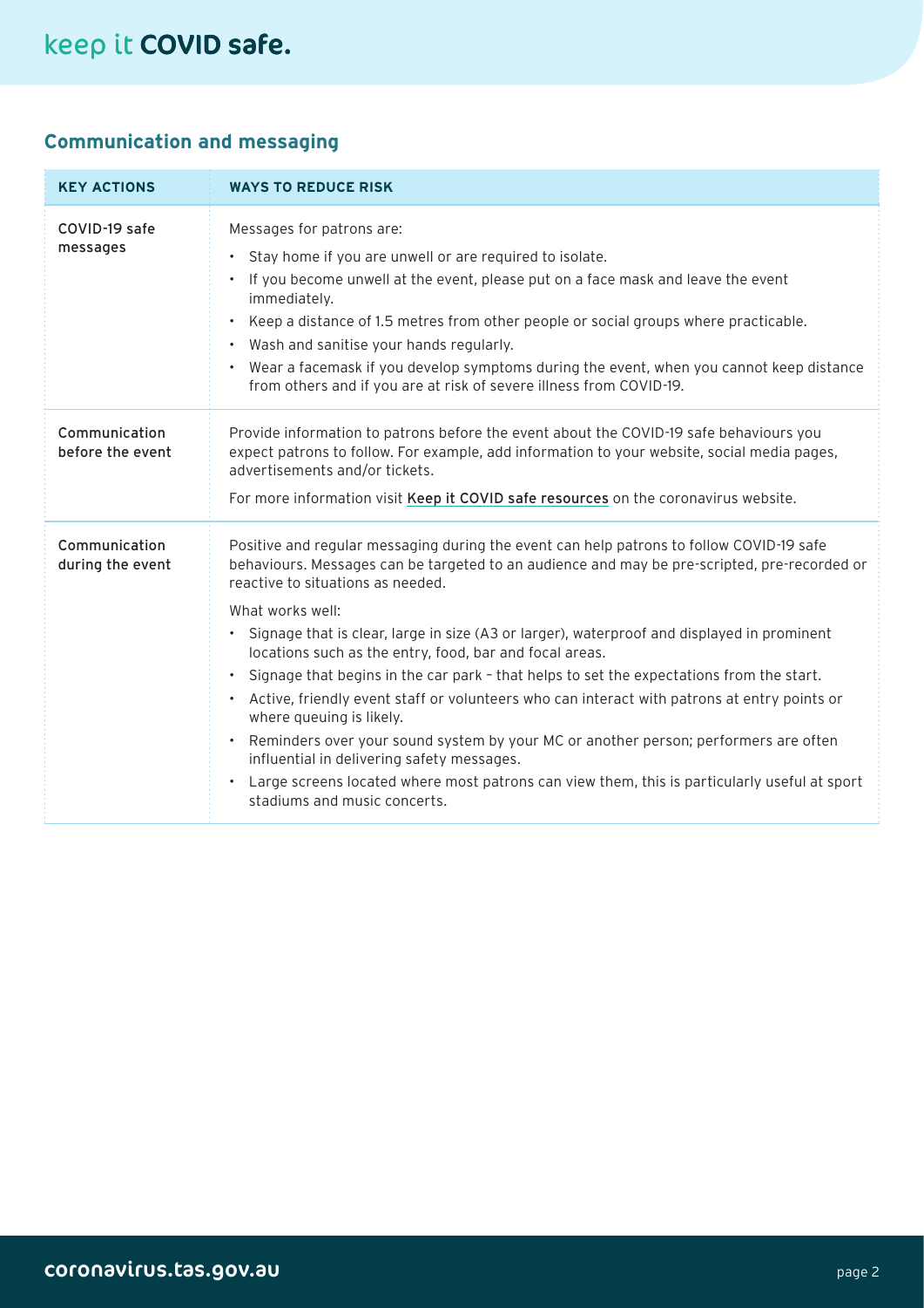## Communication and messaging

| KEY ACTIONS | WAYS TO REDUCE RISK |
|---|---|
| COVID-19 safe messages | Messages for patrons are:<br>• Stay home if you are unwell or are required to isolate.<br>• If you become unwell at the event, please put on a face mask and leave the event immediately.<br>• Keep a distance of 1.5 metres from other people or social groups where practicable.<br>• Wash and sanitise your hands regularly.<br>• Wear a facemask if you develop symptoms during the event, when you cannot keep distance from others and if you are at risk of severe illness from COVID-19. |
| Communication before the event | Provide information to patrons before the event about the COVID-19 safe behaviours you expect patrons to follow. For example, add information to your website, social media pages, advertisements and/or tickets.<br>For more information visit Keep it COVID safe resources on the coronavirus website. |
| Communication during the event | Positive and regular messaging during the event can help patrons to follow COVID-19 safe behaviours. Messages can be targeted to an audience and may be pre-scripted, pre-recorded or reactive to situations as needed.<br>What works well:<br>• Signage that is clear, large in size (A3 or larger), waterproof and displayed in prominent locations such as the entry, food, bar and focal areas.<br>• Signage that begins in the car park – that helps to set the expectations from the start.<br>• Active, friendly event staff or volunteers who can interact with patrons at entry points or where queuing is likely.<br>• Reminders over your sound system by your MC or another person; performers are often influential in delivering safety messages.<br>• Large screens located where most patrons can view them, this is particularly useful at sport stadiums and music concerts. |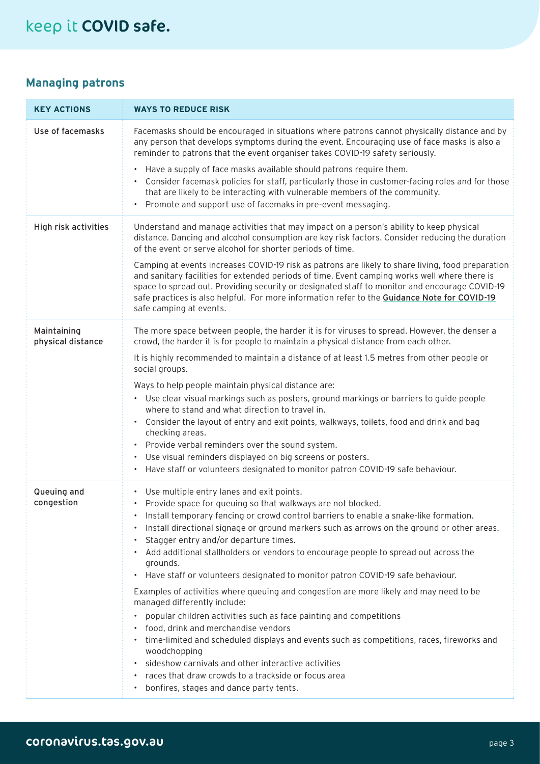## Managing patrons

| KEY ACTIONS | WAYS TO REDUCE RISK |
|---|---|
| Use of facemasks | Facemasks should be encouraged in situations where patrons cannot physically distance and by any person that develops symptoms during the event. Encouraging use of face masks is also a reminder to patrons that the event organiser takes COVID-19 safety seriously.<br><br>• Have a supply of face masks available should patrons require them.<br>• Consider facemask policies for staff, particularly those in customer-facing roles and for those that are likely to be interacting with vulnerable members of the community.<br>• Promote and support use of facemaks in pre-event messaging. |
| High risk activities | Understand and manage activities that may impact on a person's ability to keep physical distance. Dancing and alcohol consumption are key risk factors. Consider reducing the duration of the event or serve alcohol for shorter periods of time.<br><br>Camping at events increases COVID-19 risk as patrons are likely to share living, food preparation and sanitary facilities for extended periods of time. Event camping works well where there is space to spread out. Providing security or designated staff to monitor and encourage COVID-19 safe practices is also helpful. For more information refer to the **Guidance Note for COVID-19 safe camping at events**. |
| Maintaining physical distance | The more space between people, the harder it is for viruses to spread. However, the denser a crowd, the harder it is for people to maintain a physical distance from each other.<br><br>It is highly recommended to maintain a distance of at least 1.5 metres from other people or social groups.<br><br>Ways to help people maintain physical distance are:<br>• Use clear visual markings such as posters, ground markings or barriers to guide people where to stand and what direction to travel in.<br>• Consider the layout of entry and exit points, walkways, toilets, food and drink and bag checking areas.<br>• Provide verbal reminders over the sound system.<br>• Use visual reminders displayed on big screens or posters.<br>• Have staff or volunteers designated to monitor patron COVID-19 safe behaviour. |
| Queuing and congestion | • Use multiple entry lanes and exit points.<br>• Provide space for queuing so that walkways are not blocked.<br>• Install temporary fencing or crowd control barriers to enable a snake-like formation.<br>• Install directional signage or ground markers such as arrows on the ground or other areas.<br>• Stagger entry and/or departure times.<br>• Add additional stallholders or vendors to encourage people to spread out across the grounds.<br>• Have staff or volunteers designated to monitor patron COVID-19 safe behaviour.<br><br>Examples of activities where queuing and congestion are more likely and may need to be managed differently include:<br>• popular children activities such as face painting and competitions<br>• food, drink and merchandise vendors<br>• time-limited and scheduled displays and events such as competitions, races, fireworks and woodchopping<br>• sideshow carnivals and other interactive activities<br>• races that draw crowds to a trackside or focus area<br>• bonfires, stages and dance party tents. |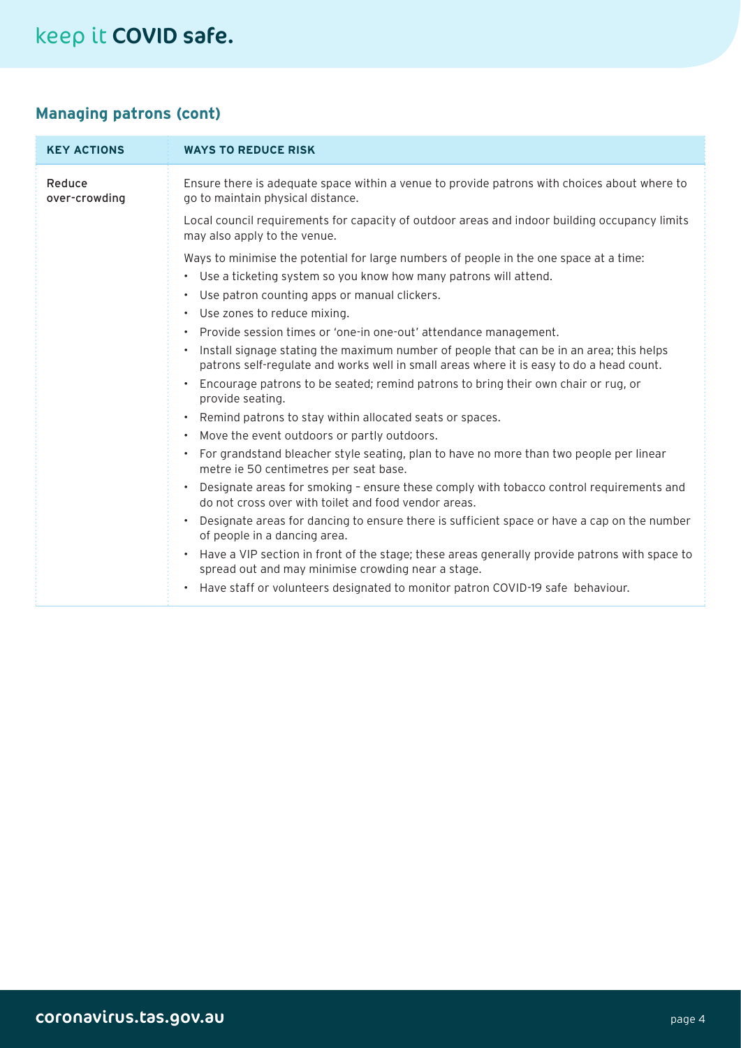## Managing patrons (cont)

| KEY ACTIONS | WAYS TO REDUCE RISK |
|---|---|
| Reduce over-crowding | Ensure there is adequate space within a venue to provide patrons with choices about where to go to maintain physical distance.<br><br>Local council requirements for capacity of outdoor areas and indoor building occupancy limits may also apply to the venue.<br><br>Ways to minimise the potential for large numbers of people in the one space at a time:<br>• Use a ticketing system so you know how many patrons will attend.<br>• Use patron counting apps or manual clickers.<br>• Use zones to reduce mixing.<br>• Provide session times or 'one-in one-out' attendance management.<br>• Install signage stating the maximum number of people that can be in an area; this helps patrons self-regulate and works well in small areas where it is easy to do a head count.<br>• Encourage patrons to be seated; remind patrons to bring their own chair or rug, or provide seating.<br>• Remind patrons to stay within allocated seats or spaces.<br>• Move the event outdoors or partly outdoors.<br>• For grandstand bleacher style seating, plan to have no more than two people per linear metre ie 50 centimetres per seat base.<br>• Designate areas for smoking – ensure these comply with tobacco control requirements and do not cross over with toilet and food vendor areas.<br>• Designate areas for dancing to ensure there is sufficient space or have a cap on the number of people in a dancing area.<br>• Have a VIP section in front of the stage; these areas generally provide patrons with space to spread out and may minimise crowding near a stage.<br>• Have staff or volunteers designated to monitor patron COVID-19 safe behaviour. |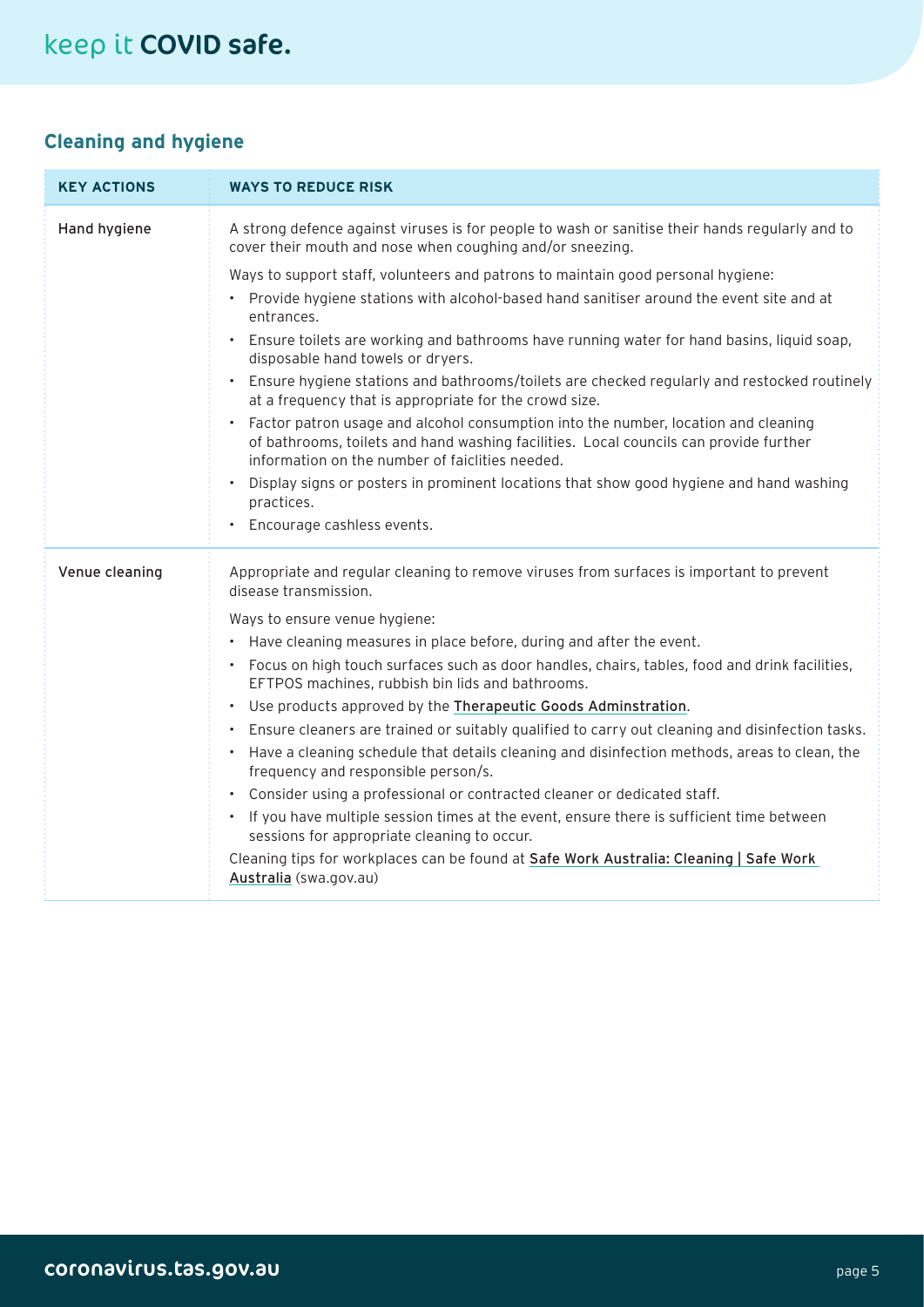## Cleaning and hygiene

| KEY ACTIONS | WAYS TO REDUCE RISK |
|---|---|
| Hand hygiene | A strong defence against viruses is for people to wash or sanitise their hands regularly and to cover their mouth and nose when coughing and/or sneezing.<br><br>Ways to support staff, volunteers and patrons to maintain good personal hygiene:<br>• Provide hygiene stations with alcohol-based hand sanitiser around the event site and at entrances.<br>• Ensure toilets are working and bathrooms have running water for hand basins, liquid soap, disposable hand towels or dryers.<br>• Ensure hygiene stations and bathrooms/toilets are checked regularly and restocked routinely at a frequency that is appropriate for the crowd size.<br>• Factor patron usage and alcohol consumption into the number, location and cleaning of bathrooms, toilets and hand washing facilities. Local councils can provide further information on the number of faiclities needed.<br>• Display signs or posters in prominent locations that show good hygiene and hand washing practices.<br>• Encourage cashless events. |
| Venue cleaning | Appropriate and regular cleaning to remove viruses from surfaces is important to prevent disease transmission.<br><br>Ways to ensure venue hygiene:<br>• Have cleaning measures in place before, during and after the event.<br>• Focus on high touch surfaces such as door handles, chairs, tables, food and drink facilities, EFTPOS machines, rubbish bin lids and bathrooms.<br>• Use products approved by the Therapeutic Goods Adminstration.<br>• Ensure cleaners are trained or suitably qualified to carry out cleaning and disinfection tasks.<br>• Have a cleaning schedule that details cleaning and disinfection methods, areas to clean, the frequency and responsible person/s.<br>• Consider using a professional or contracted cleaner or dedicated staff.<br>• If you have multiple session times at the event, ensure there is sufficient time between sessions for appropriate cleaning to occur.<br><br>Cleaning tips for workplaces can be found at Safe Work Australia: Cleaning \| Safe Work Australia (swa.gov.au) |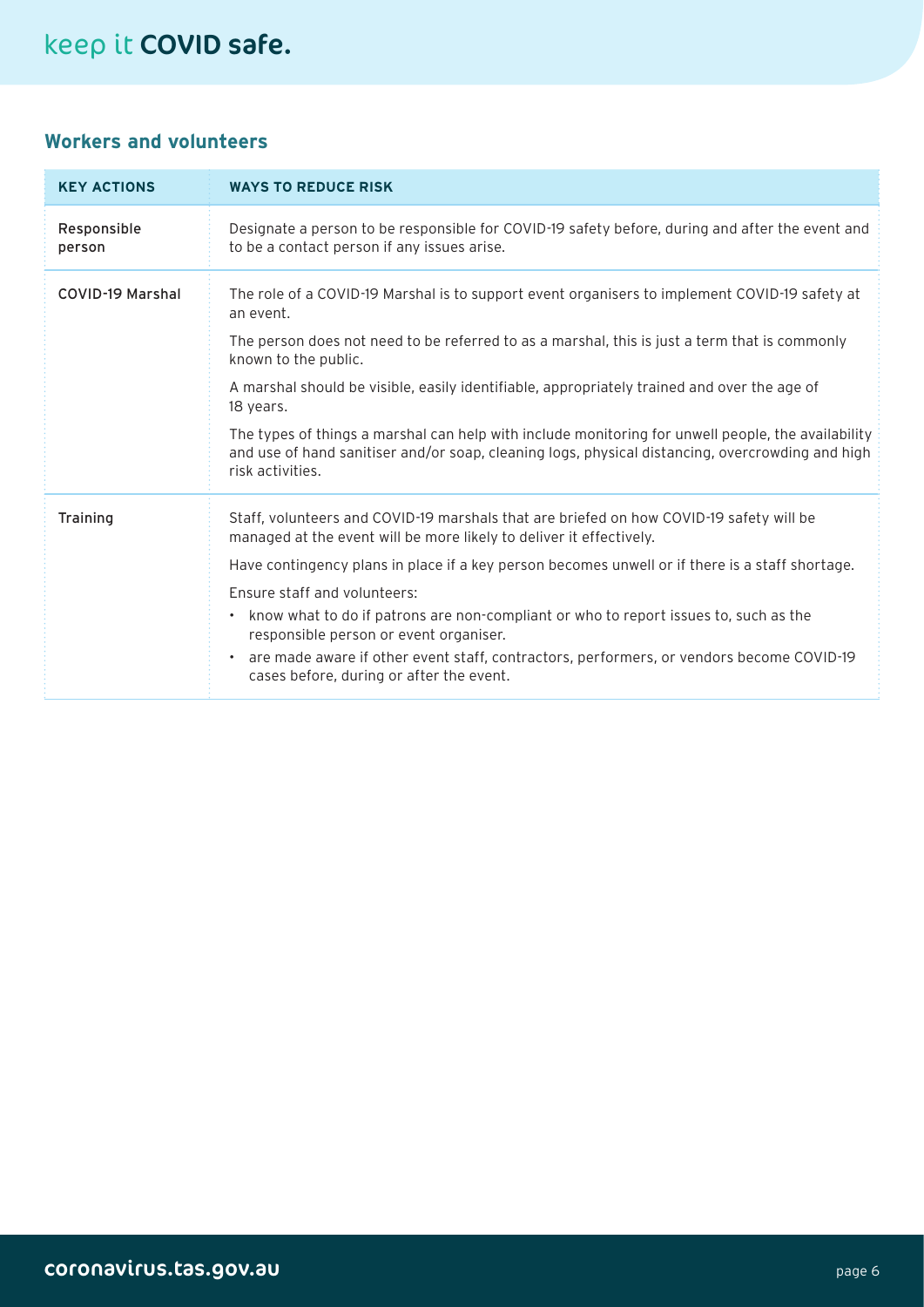## Workers and volunteers

| KEY ACTIONS | WAYS TO REDUCE RISK |
|---|---|
| Responsible person | Designate a person to be responsible for COVID-19 safety before, during and after the event and to be a contact person if any issues arise. |
| COVID-19 Marshal | The role of a COVID-19 Marshal is to support event organisers to implement COVID-19 safety at an event.<br><br>The person does not need to be referred to as a marshal, this is just a term that is commonly known to the public.<br><br>A marshal should be visible, easily identifiable, appropriately trained and over the age of 18 years.<br><br>The types of things a marshal can help with include monitoring for unwell people, the availability and use of hand sanitiser and/or soap, cleaning logs, physical distancing, overcrowding and high risk activities. |
| Training | Staff, volunteers and COVID-19 marshals that are briefed on how COVID-19 safety will be managed at the event will be more likely to deliver it effectively.<br><br>Have contingency plans in place if a key person becomes unwell or if there is a staff shortage.<br><br>Ensure staff and volunteers:<br>• know what to do if patrons are non-compliant or who to report issues to, such as the responsible person or event organiser.<br>• are made aware if other event staff, contractors, performers, or vendors become COVID-19 cases before, during or after the event. |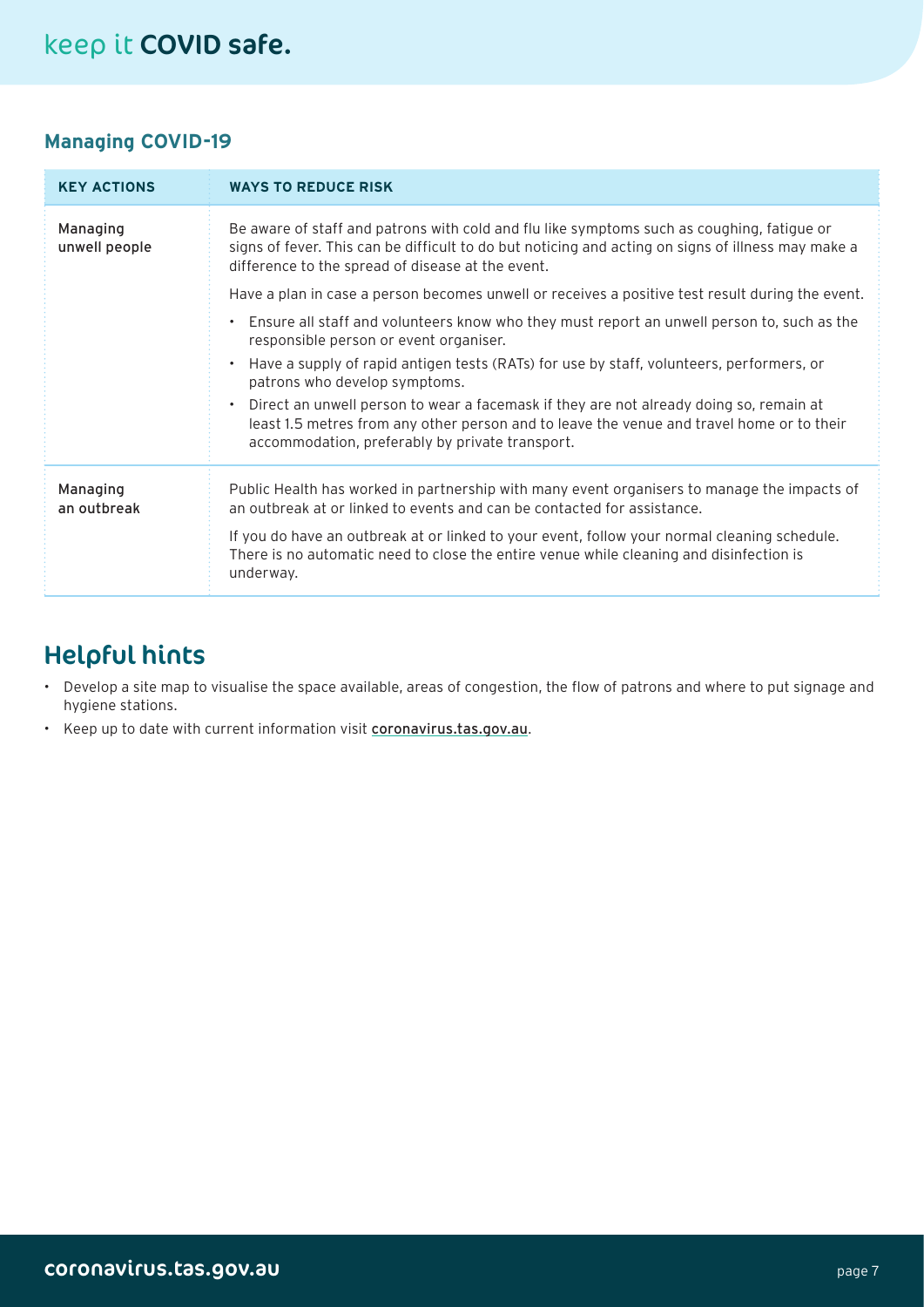## Managing COVID-19

| KEY ACTIONS | WAYS TO REDUCE RISK |
|---|---|
| Managing unwell people | Be aware of staff and patrons with cold and flu like symptoms such as coughing, fatigue or signs of fever. This can be difficult to do but noticing and acting on signs of illness may make a difference to the spread of disease at the event.<br><br>Have a plan in case a person becomes unwell or receives a positive test result during the event.<br><br>• Ensure all staff and volunteers know who they must report an unwell person to, such as the responsible person or event organiser.<br>• Have a supply of rapid antigen tests (RATs) for use by staff, volunteers, performers, or patrons who develop symptoms.<br>• Direct an unwell person to wear a facemask if they are not already doing so, remain at least 1.5 metres from any other person and to leave the venue and travel home or to their accommodation, preferably by private transport. |
| Managing an outbreak | Public Health has worked in partnership with many event organisers to manage the impacts of an outbreak at or linked to events and can be contacted for assistance.<br><br>If you do have an outbreak at or linked to your event, follow your normal cleaning schedule. There is no automatic need to close the entire venue while cleaning and disinfection is underway. |

# Helpful hints

- Develop a site map to visualise the space available, areas of congestion, the flow of patrons and where to put signage and hygiene stations.
- Keep up to date with current information visit **coronavirus.tas.gov.au**.